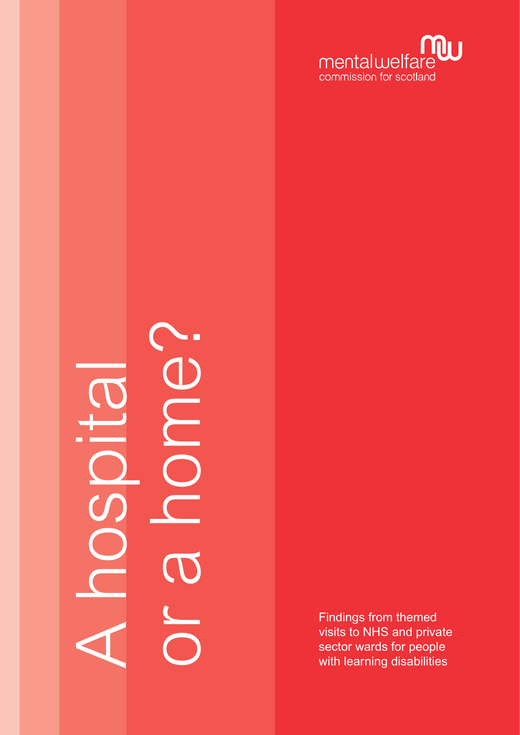mentalwelfare
commission for scotland

# A hospital or a home?

Findings from themed visits to NHS and private sector wards for people with learning disabilities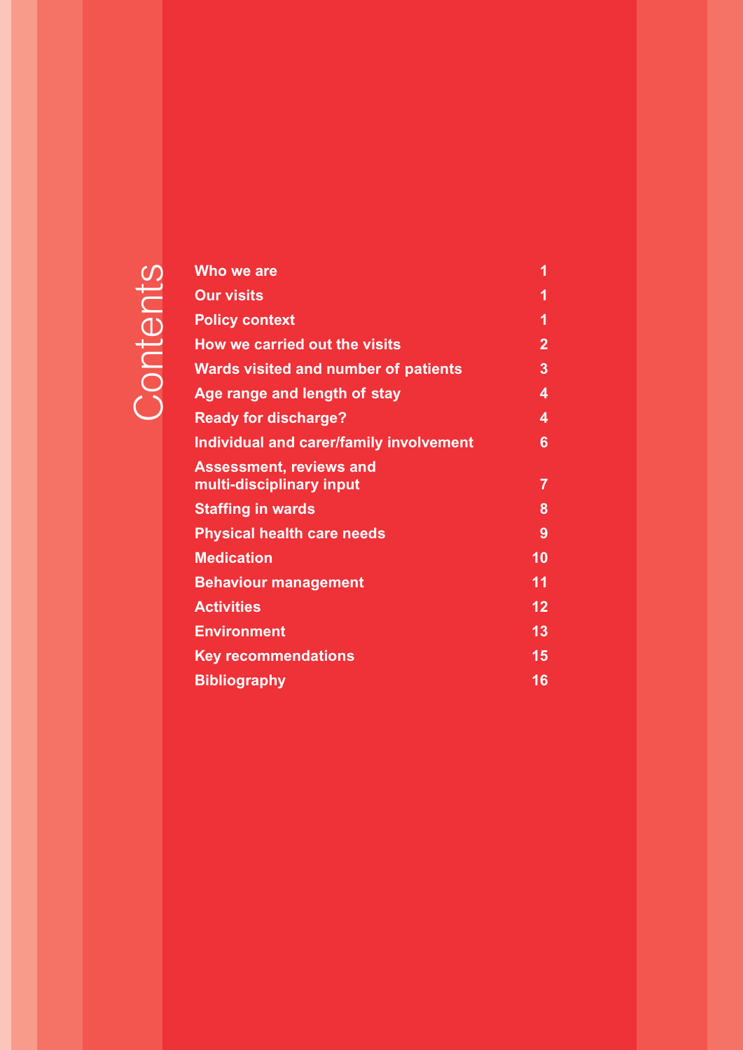# Contents

| | |
|---|---|
| Who we are | 1 |
| Our visits | 1 |
| Policy context | 1 |
| How we carried out the visits | 2 |
| Wards visited and number of patients | 3 |
| Age range and length of stay | 4 |
| Ready for discharge? | 4 |
| Individual and carer/family involvement | 6 |
| Assessment, reviews and multi-disciplinary input | 7 |
| Staffing in wards | 8 |
| Physical health care needs | 9 |
| Medication | 10 |
| Behaviour management | 11 |
| Activities | 12 |
| Environment | 13 |
| Key recommendations | 15 |
| Bibliography | 16 |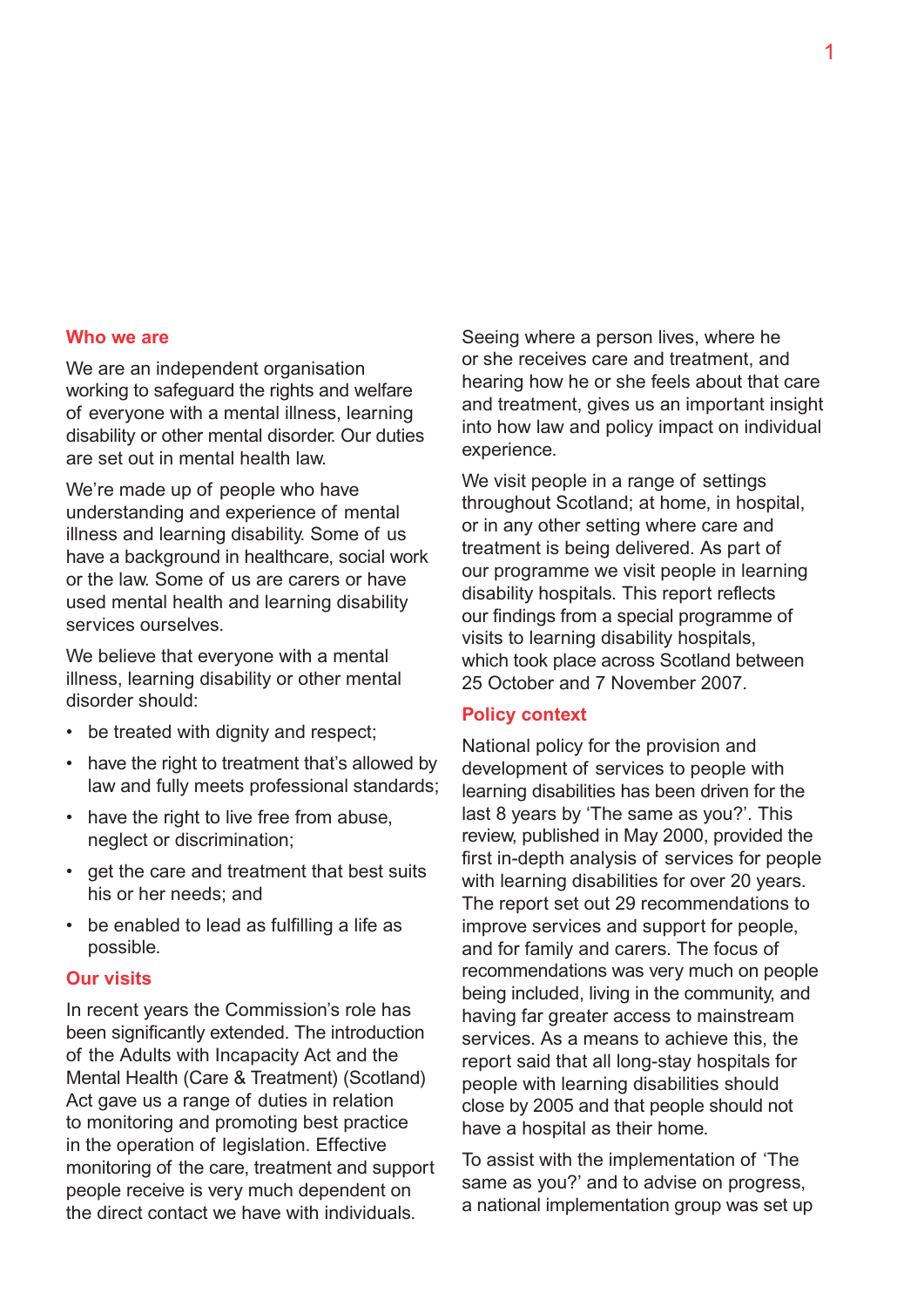## Who we are

We are an independent organisation working to safeguard the rights and welfare of everyone with a mental illness, learning disability or other mental disorder. Our duties are set out in mental health law.

We're made up of people who have understanding and experience of mental illness and learning disability. Some of us have a background in healthcare, social work or the law. Some of us are carers or have used mental health and learning disability services ourselves.

We believe that everyone with a mental illness, learning disability or other mental disorder should:

- be treated with dignity and respect;
- have the right to treatment that's allowed by law and fully meets professional standards;
- have the right to live free from abuse, neglect or discrimination;
- get the care and treatment that best suits his or her needs; and
- be enabled to lead as fulfilling a life as possible.

## Our visits

In recent years the Commission's role has been significantly extended. The introduction of the Adults with Incapacity Act and the Mental Health (Care & Treatment) (Scotland) Act gave us a range of duties in relation to monitoring and promoting best practice in the operation of legislation. Effective monitoring of the care, treatment and support people receive is very much dependent on the direct contact we have with individuals.

Seeing where a person lives, where he or she receives care and treatment, and hearing how he or she feels about that care and treatment, gives us an important insight into how law and policy impact on individual experience.

We visit people in a range of settings throughout Scotland; at home, in hospital, or in any other setting where care and treatment is being delivered. As part of our programme we visit people in learning disability hospitals. This report reflects our findings from a special programme of visits to learning disability hospitals, which took place across Scotland between 25 October and 7 November 2007.

## Policy context

National policy for the provision and development of services to people with learning disabilities has been driven for the last 8 years by 'The same as you?'. This review, published in May 2000, provided the first in-depth analysis of services for people with learning disabilities for over 20 years. The report set out 29 recommendations to improve services and support for people, and for family and carers. The focus of recommendations was very much on people being included, living in the community, and having far greater access to mainstream services. As a means to achieve this, the report said that all long-stay hospitals for people with learning disabilities should close by 2005 and that people should not have a hospital as their home.

To assist with the implementation of 'The same as you?' and to advise on progress, a national implementation group was set up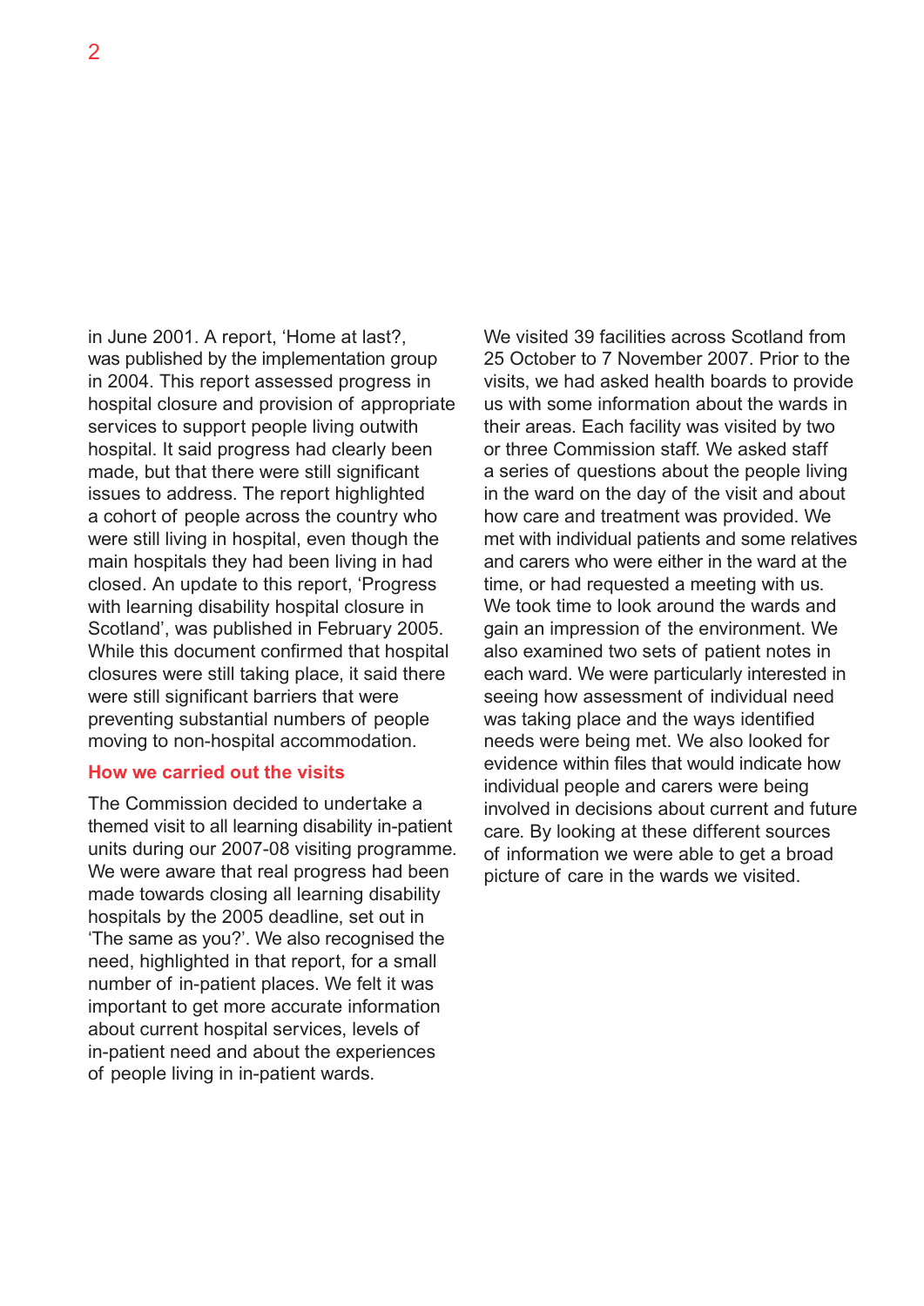in June 2001. A report, 'Home at last?, was published by the implementation group in 2004. This report assessed progress in hospital closure and provision of appropriate services to support people living outwith hospital. It said progress had clearly been made, but that there were still significant issues to address. The report highlighted a cohort of people across the country who were still living in hospital, even though the main hospitals they had been living in had closed. An update to this report, 'Progress with learning disability hospital closure in Scotland', was published in February 2005. While this document confirmed that hospital closures were still taking place, it said there were still significant barriers that were preventing substantial numbers of people moving to non-hospital accommodation.

## How we carried out the visits

The Commission decided to undertake a themed visit to all learning disability in-patient units during our 2007-08 visiting programme. We were aware that real progress had been made towards closing all learning disability hospitals by the 2005 deadline, set out in 'The same as you?'. We also recognised the need, highlighted in that report, for a small number of in-patient places. We felt it was important to get more accurate information about current hospital services, levels of in-patient need and about the experiences of people living in in-patient wards.

We visited 39 facilities across Scotland from 25 October to 7 November 2007. Prior to the visits, we had asked health boards to provide us with some information about the wards in their areas. Each facility was visited by two or three Commission staff. We asked staff a series of questions about the people living in the ward on the day of the visit and about how care and treatment was provided. We met with individual patients and some relatives and carers who were either in the ward at the time, or had requested a meeting with us. We took time to look around the wards and gain an impression of the environment. We also examined two sets of patient notes in each ward. We were particularly interested in seeing how assessment of individual need was taking place and the ways identified needs were being met. We also looked for evidence within files that would indicate how individual people and carers were being involved in decisions about current and future care. By looking at these different sources of information we were able to get a broad picture of care in the wards we visited.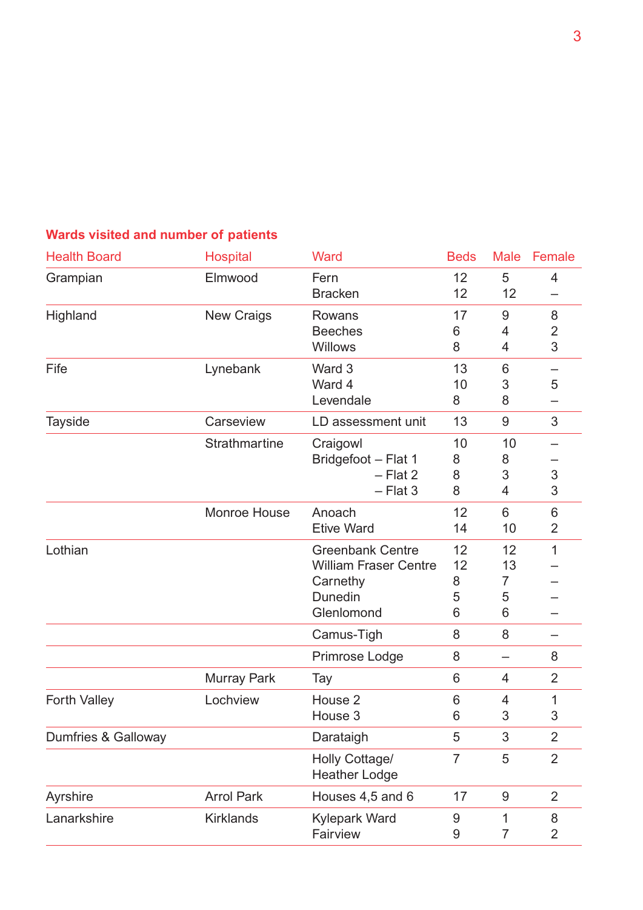## Wards visited and number of patients

| Health Board | Hospital | Ward | Beds | Male | Female |
|---|---|---|---|---|---|
| Grampian | Elmwood | Fern | 12 | 5 | 4 |
| | | Bracken | 12 | 12 | – |
| Highland | New Craigs | Rowans | 17 | 9 | 8 |
| | | Beeches | 6 | 4 | 2 |
| | | Willows | 8 | 4 | 3 |
| Fife | Lynebank | Ward 3 | 13 | 6 | – |
| | | Ward 4 | 10 | 3 | 5 |
| | | Levendale | 8 | 8 | – |
| Tayside | Carseview | LD assessment unit | 13 | 9 | 3 |
| | Strathmartine | Craigowl | 10 | 10 | – |
| | | Bridgefoot – Flat 1 | 8 | 8 | – |
| | | – Flat 2 | 8 | 3 | 3 |
| | | – Flat 3 | 8 | 4 | 3 |
| | Monroe House | Anoach | 12 | 6 | 6 |
| | | Etive Ward | 14 | 10 | 2 |
| Lothian | | Greenbank Centre | 12 | 12 | 1 |
| | | William Fraser Centre | 12 | 13 | – |
| | | Carnethy | 8 | 7 | – |
| | | Dunedin | 5 | 5 | – |
| | | Glenlomond | 6 | 6 | – |
| | | Camus-Tigh | 8 | 8 | – |
| | | Primrose Lodge | 8 | – | 8 |
| | Murray Park | Tay | 6 | 4 | 2 |
| Forth Valley | Lochview | House 2 | 6 | 4 | 1 |
| | | House 3 | 6 | 3 | 3 |
| Dumfries & Galloway | | Darataigh | 5 | 3 | 2 |
| | | Holly Cottage/ Heather Lodge | 7 | 5 | 2 |
| Ayrshire | Arrol Park | Houses 4,5 and 6 | 17 | 9 | 2 |
| Lanarkshire | Kirklands | Kylepark Ward | 9 | 1 | 8 |
| | | Fairview | 9 | 7 | 2 |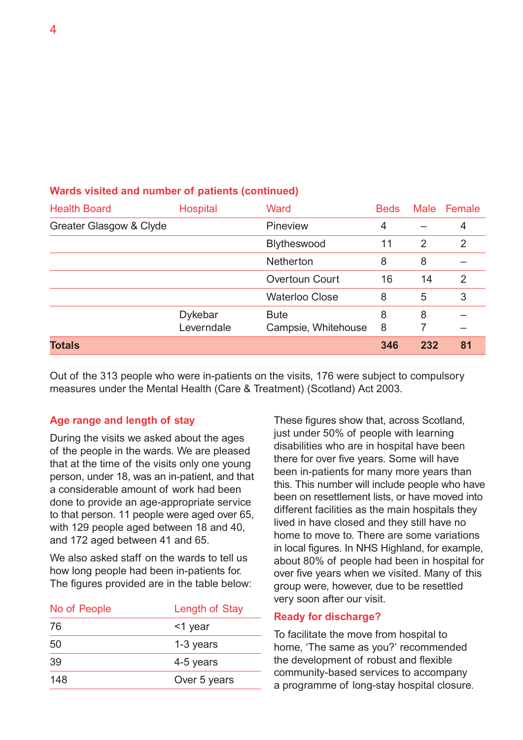### Wards visited and number of patients (continued)

| Health Board | Hospital | Ward | Beds | Male | Female |
|---|---|---|---|---|---|
| Greater Glasgow & Clyde | | Pineview | 4 | – | 4 |
| | | Blytheswood | 11 | 2 | 2 |
| | | Netherton | 8 | 8 | – |
| | | Overtoun Court | 16 | 14 | 2 |
| | | Waterloo Close | 8 | 5 | 3 |
| | Dykebar | Bute | 8 | 8 | – |
| | Leverndale | Campsie, Whitehouse | 8 | 7 | – |
| **Totals** | | | **346** | **232** | **81** |

Out of the 313 people who were in-patients on the visits, 176 were subject to compulsory measures under the Mental Health (Care & Treatment) (Scotland) Act 2003.

### Age range and length of stay

During the visits we asked about the ages of the people in the wards. We are pleased that at the time of the visits only one young person, under 18, was an in-patient, and that a considerable amount of work had been done to provide an age-appropriate service to that person. 11 people were aged over 65, with 129 people aged between 18 and 40, and 172 aged between 41 and 65.

We also asked staff on the wards to tell us how long people had been in-patients for. The figures provided are in the table below:

| No of People | Length of Stay |
|---|---|
| 76 | <1 year |
| 50 | 1-3 years |
| 39 | 4-5 years |
| 148 | Over 5 years |

These figures show that, across Scotland, just under 50% of people with learning disabilities who are in hospital have been there for over five years. Some will have been in-patients for many more years than this. This number will include people who have been on resettlement lists, or have moved into different facilities as the main hospitals they lived in have closed and they still have no home to move to. There are some variations in local figures. In NHS Highland, for example, about 80% of people had been in hospital for over five years when we visited. Many of this group were, however, due to be resettled very soon after our visit.

### Ready for discharge?

To facilitate the move from hospital to home, 'The same as you?' recommended the development of robust and flexible community-based services to accompany a programme of long-stay hospital closure.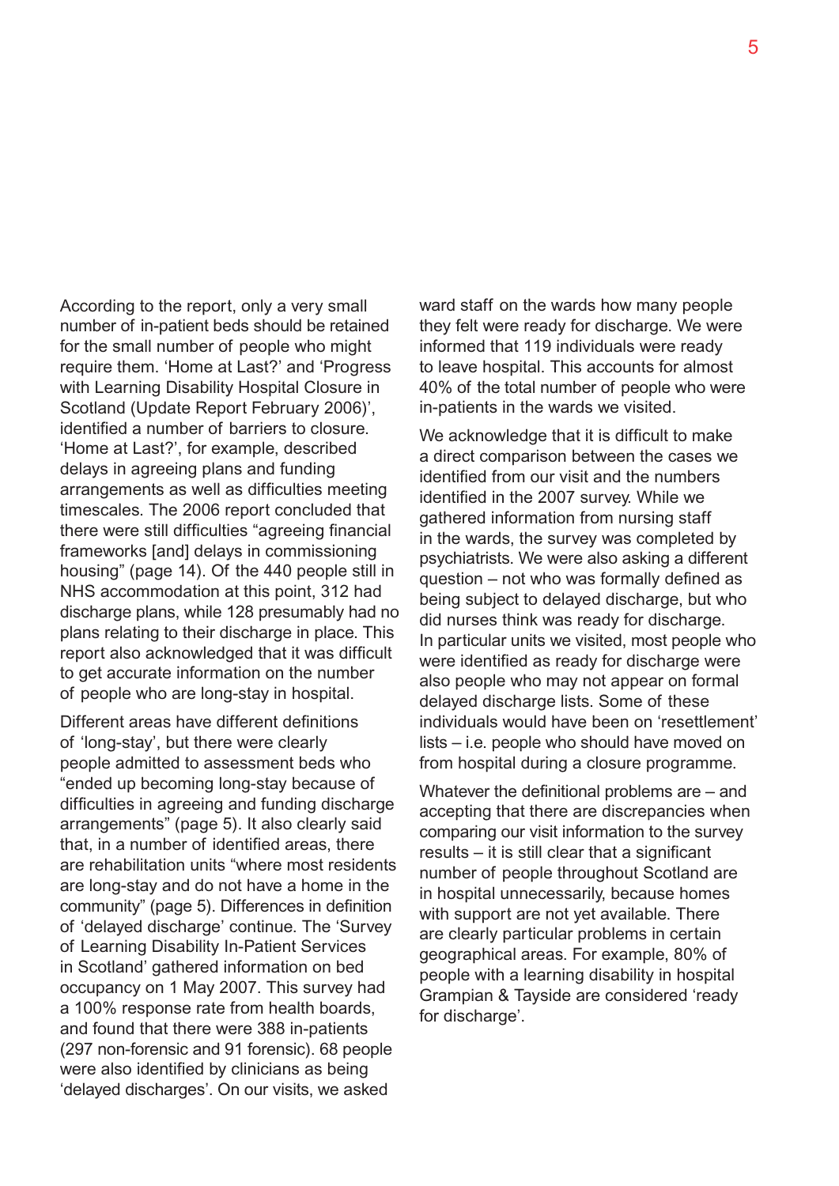According to the report, only a very small number of in-patient beds should be retained for the small number of people who might require them. 'Home at Last?' and 'Progress with Learning Disability Hospital Closure in Scotland (Update Report February 2006)', identified a number of barriers to closure. 'Home at Last?', for example, described delays in agreeing plans and funding arrangements as well as difficulties meeting timescales. The 2006 report concluded that there were still difficulties "agreeing financial frameworks [and] delays in commissioning housing" (page 14). Of the 440 people still in NHS accommodation at this point, 312 had discharge plans, while 128 presumably had no plans relating to their discharge in place. This report also acknowledged that it was difficult to get accurate information on the number of people who are long-stay in hospital.

Different areas have different definitions of 'long-stay', but there were clearly people admitted to assessment beds who "ended up becoming long-stay because of difficulties in agreeing and funding discharge arrangements" (page 5). It also clearly said that, in a number of identified areas, there are rehabilitation units "where most residents are long-stay and do not have a home in the community" (page 5). Differences in definition of 'delayed discharge' continue. The 'Survey of Learning Disability In-Patient Services in Scotland' gathered information on bed occupancy on 1 May 2007. This survey had a 100% response rate from health boards, and found that there were 388 in-patients (297 non-forensic and 91 forensic). 68 people were also identified by clinicians as being 'delayed discharges'. On our visits, we asked ward staff on the wards how many people they felt were ready for discharge. We were informed that 119 individuals were ready to leave hospital. This accounts for almost 40% of the total number of people who were in-patients in the wards we visited.

We acknowledge that it is difficult to make a direct comparison between the cases we identified from our visit and the numbers identified in the 2007 survey. While we gathered information from nursing staff in the wards, the survey was completed by psychiatrists. We were also asking a different question – not who was formally defined as being subject to delayed discharge, but who did nurses think was ready for discharge. In particular units we visited, most people who were identified as ready for discharge were also people who may not appear on formal delayed discharge lists. Some of these individuals would have been on 'resettlement' lists – i.e. people who should have moved on from hospital during a closure programme.

Whatever the definitional problems are – and accepting that there are discrepancies when comparing our visit information to the survey results – it is still clear that a significant number of people throughout Scotland are in hospital unnecessarily, because homes with support are not yet available. There are clearly particular problems in certain geographical areas. For example, 80% of people with a learning disability in hospital Grampian & Tayside are considered 'ready for discharge'.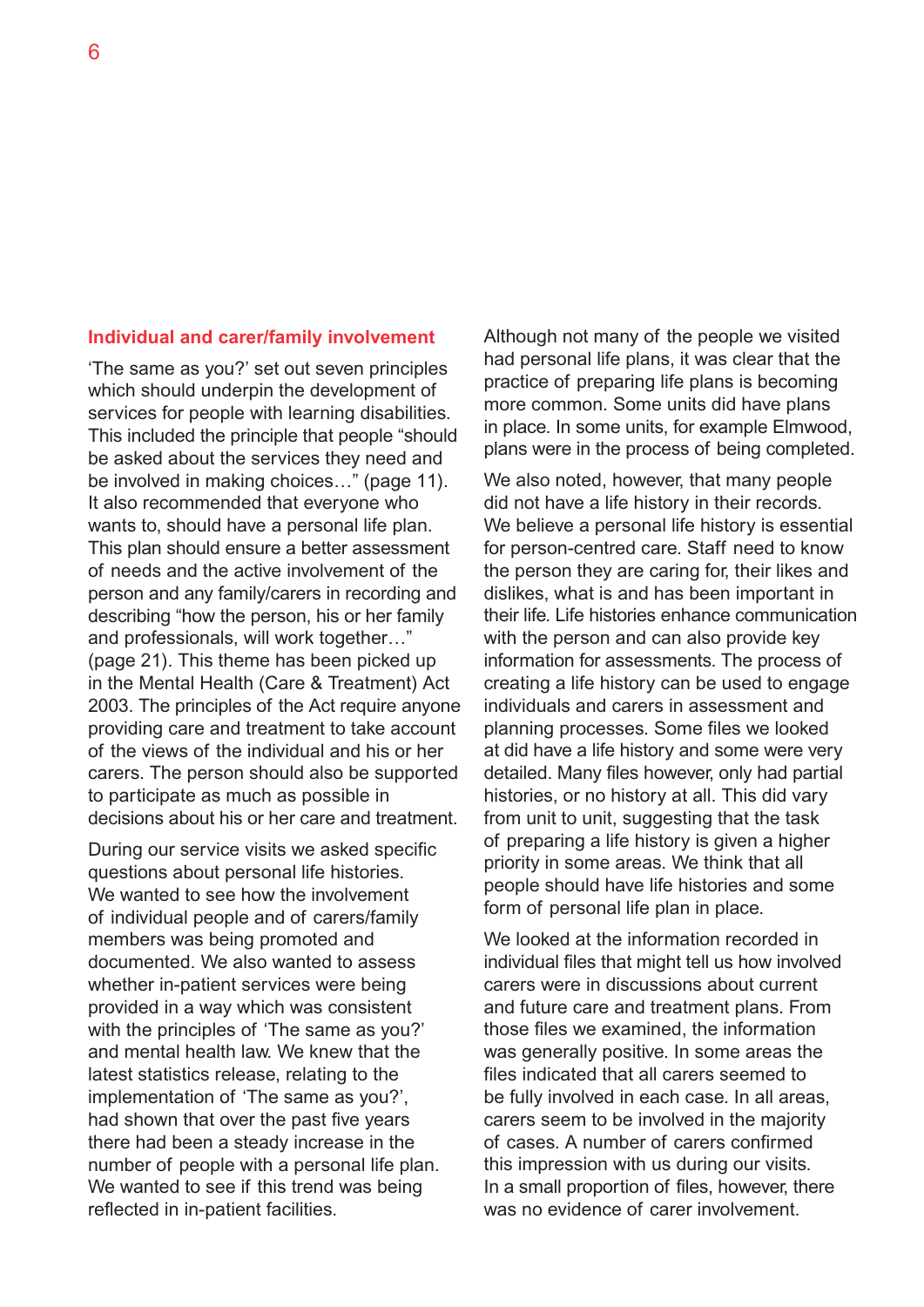## Individual and carer/family involvement

'The same as you?' set out seven principles which should underpin the development of services for people with learning disabilities. This included the principle that people "should be asked about the services they need and be involved in making choices…" (page 11). It also recommended that everyone who wants to, should have a personal life plan. This plan should ensure a better assessment of needs and the active involvement of the person and any family/carers in recording and describing "how the person, his or her family and professionals, will work together…" (page 21). This theme has been picked up in the Mental Health (Care & Treatment) Act 2003. The principles of the Act require anyone providing care and treatment to take account of the views of the individual and his or her carers. The person should also be supported to participate as much as possible in decisions about his or her care and treatment.

During our service visits we asked specific questions about personal life histories. We wanted to see how the involvement of individual people and of carers/family members was being promoted and documented. We also wanted to assess whether in-patient services were being provided in a way which was consistent with the principles of 'The same as you?' and mental health law. We knew that the latest statistics release, relating to the implementation of 'The same as you?', had shown that over the past five years there had been a steady increase in the number of people with a personal life plan. We wanted to see if this trend was being reflected in in-patient facilities.

Although not many of the people we visited had personal life plans, it was clear that the practice of preparing life plans is becoming more common. Some units did have plans in place. In some units, for example Elmwood, plans were in the process of being completed.

We also noted, however, that many people did not have a life history in their records. We believe a personal life history is essential for person-centred care. Staff need to know the person they are caring for, their likes and dislikes, what is and has been important in their life. Life histories enhance communication with the person and can also provide key information for assessments. The process of creating a life history can be used to engage individuals and carers in assessment and planning processes. Some files we looked at did have a life history and some were very detailed. Many files however, only had partial histories, or no history at all. This did vary from unit to unit, suggesting that the task of preparing a life history is given a higher priority in some areas. We think that all people should have life histories and some form of personal life plan in place.

We looked at the information recorded in individual files that might tell us how involved carers were in discussions about current and future care and treatment plans. From those files we examined, the information was generally positive. In some areas the files indicated that all carers seemed to be fully involved in each case. In all areas, carers seem to be involved in the majority of cases. A number of carers confirmed this impression with us during our visits. In a small proportion of files, however, there was no evidence of carer involvement.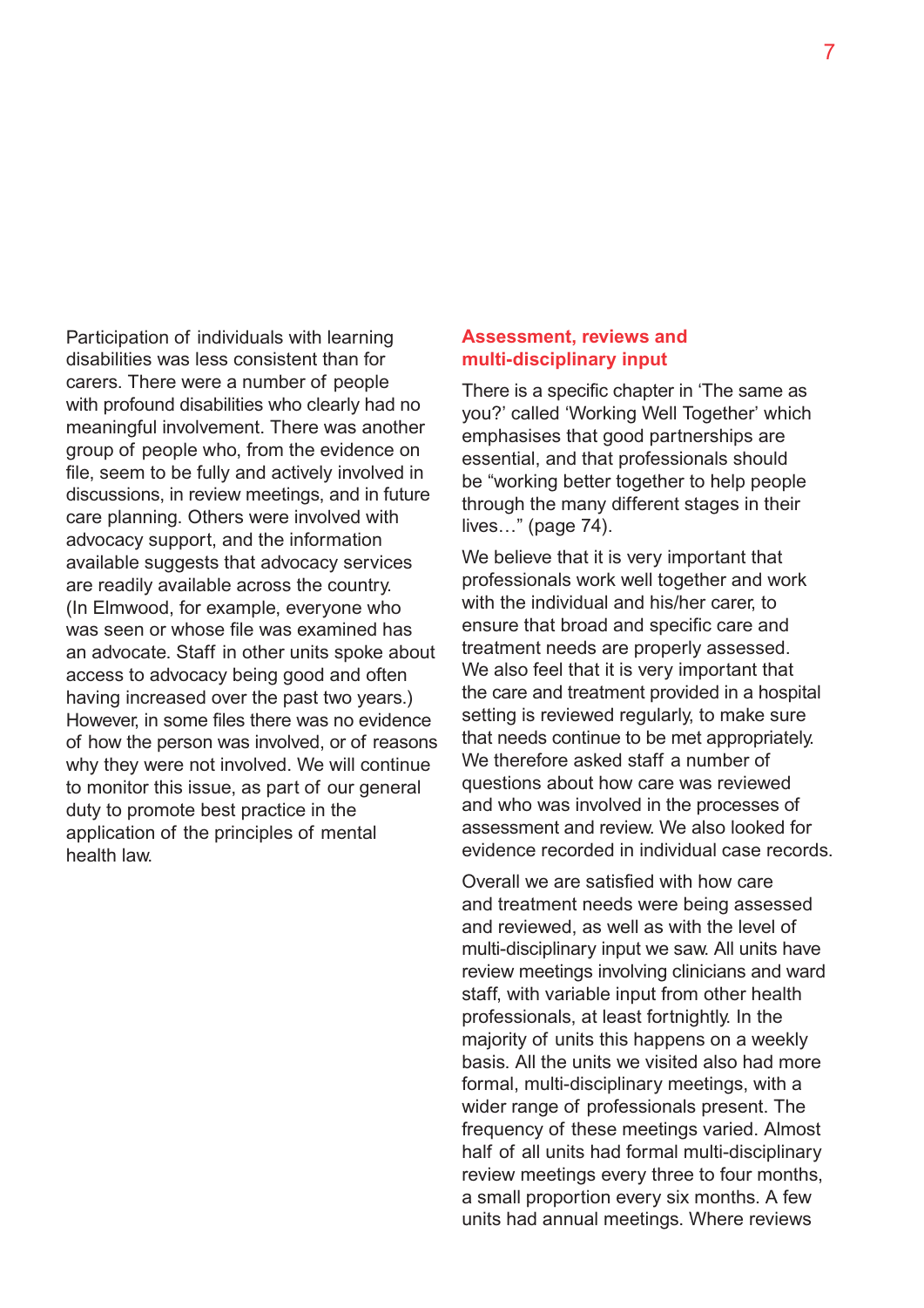Participation of individuals with learning disabilities was less consistent than for carers. There were a number of people with profound disabilities who clearly had no meaningful involvement. There was another group of people who, from the evidence on file, seem to be fully and actively involved in discussions, in review meetings, and in future care planning. Others were involved with advocacy support, and the information available suggests that advocacy services are readily available across the country. (In Elmwood, for example, everyone who was seen or whose file was examined has an advocate. Staff in other units spoke about access to advocacy being good and often having increased over the past two years.) However, in some files there was no evidence of how the person was involved, or of reasons why they were not involved. We will continue to monitor this issue, as part of our general duty to promote best practice in the application of the principles of mental health law.

## Assessment, reviews and multi-disciplinary input

There is a specific chapter in 'The same as you?' called 'Working Well Together' which emphasises that good partnerships are essential, and that professionals should be "working better together to help people through the many different stages in their lives…" (page 74).

We believe that it is very important that professionals work well together and work with the individual and his/her carer, to ensure that broad and specific care and treatment needs are properly assessed. We also feel that it is very important that the care and treatment provided in a hospital setting is reviewed regularly, to make sure that needs continue to be met appropriately. We therefore asked staff a number of questions about how care was reviewed and who was involved in the processes of assessment and review. We also looked for evidence recorded in individual case records.

Overall we are satisfied with how care and treatment needs were being assessed and reviewed, as well as with the level of multi-disciplinary input we saw. All units have review meetings involving clinicians and ward staff, with variable input from other health professionals, at least fortnightly. In the majority of units this happens on a weekly basis. All the units we visited also had more formal, multi-disciplinary meetings, with a wider range of professionals present. The frequency of these meetings varied. Almost half of all units had formal multi-disciplinary review meetings every three to four months, a small proportion every six months. A few units had annual meetings. Where reviews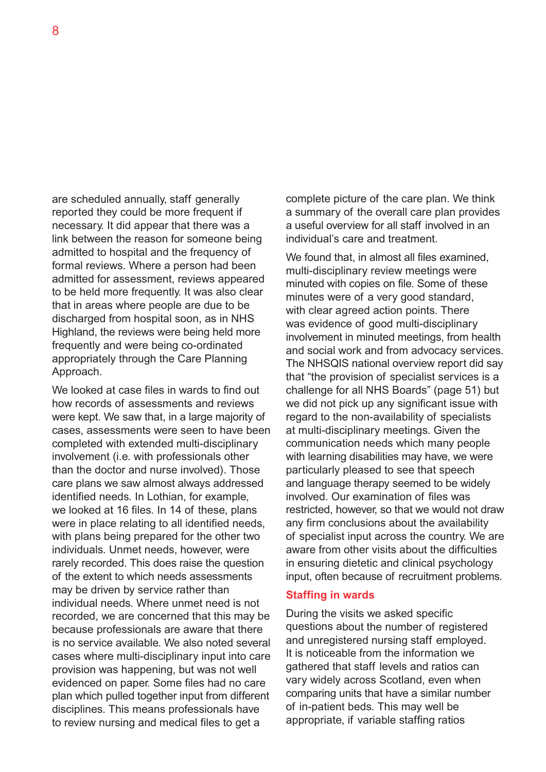are scheduled annually, staff generally reported they could be more frequent if necessary. It did appear that there was a link between the reason for someone being admitted to hospital and the frequency of formal reviews. Where a person had been admitted for assessment, reviews appeared to be held more frequently. It was also clear that in areas where people are due to be discharged from hospital soon, as in NHS Highland, the reviews were being held more frequently and were being co-ordinated appropriately through the Care Planning Approach.

We looked at case files in wards to find out how records of assessments and reviews were kept. We saw that, in a large majority of cases, assessments were seen to have been completed with extended multi-disciplinary involvement (i.e. with professionals other than the doctor and nurse involved). Those care plans we saw almost always addressed identified needs. In Lothian, for example, we looked at 16 files. In 14 of these, plans were in place relating to all identified needs, with plans being prepared for the other two individuals. Unmet needs, however, were rarely recorded. This does raise the question of the extent to which needs assessments may be driven by service rather than individual needs. Where unmet need is not recorded, we are concerned that this may be because professionals are aware that there is no service available. We also noted several cases where multi-disciplinary input into care provision was happening, but was not well evidenced on paper. Some files had no care plan which pulled together input from different disciplines. This means professionals have to review nursing and medical files to get a complete picture of the care plan. We think a summary of the overall care plan provides a useful overview for all staff involved in an individual's care and treatment.

We found that, in almost all files examined, multi-disciplinary review meetings were minuted with copies on file. Some of these minutes were of a very good standard, with clear agreed action points. There was evidence of good multi-disciplinary involvement in minuted meetings, from health and social work and from advocacy services. The NHSQIS national overview report did say that "the provision of specialist services is a challenge for all NHS Boards" (page 51) but we did not pick up any significant issue with regard to the non-availability of specialists at multi-disciplinary meetings. Given the communication needs which many people with learning disabilities may have, we were particularly pleased to see that speech and language therapy seemed to be widely involved. Our examination of files was restricted, however, so that we would not draw any firm conclusions about the availability of specialist input across the country. We are aware from other visits about the difficulties in ensuring dietetic and clinical psychology input, often because of recruitment problems.

## Staffing in wards

During the visits we asked specific questions about the number of registered and unregistered nursing staff employed. It is noticeable from the information we gathered that staff levels and ratios can vary widely across Scotland, even when comparing units that have a similar number of in-patient beds. This may well be appropriate, if variable staffing ratios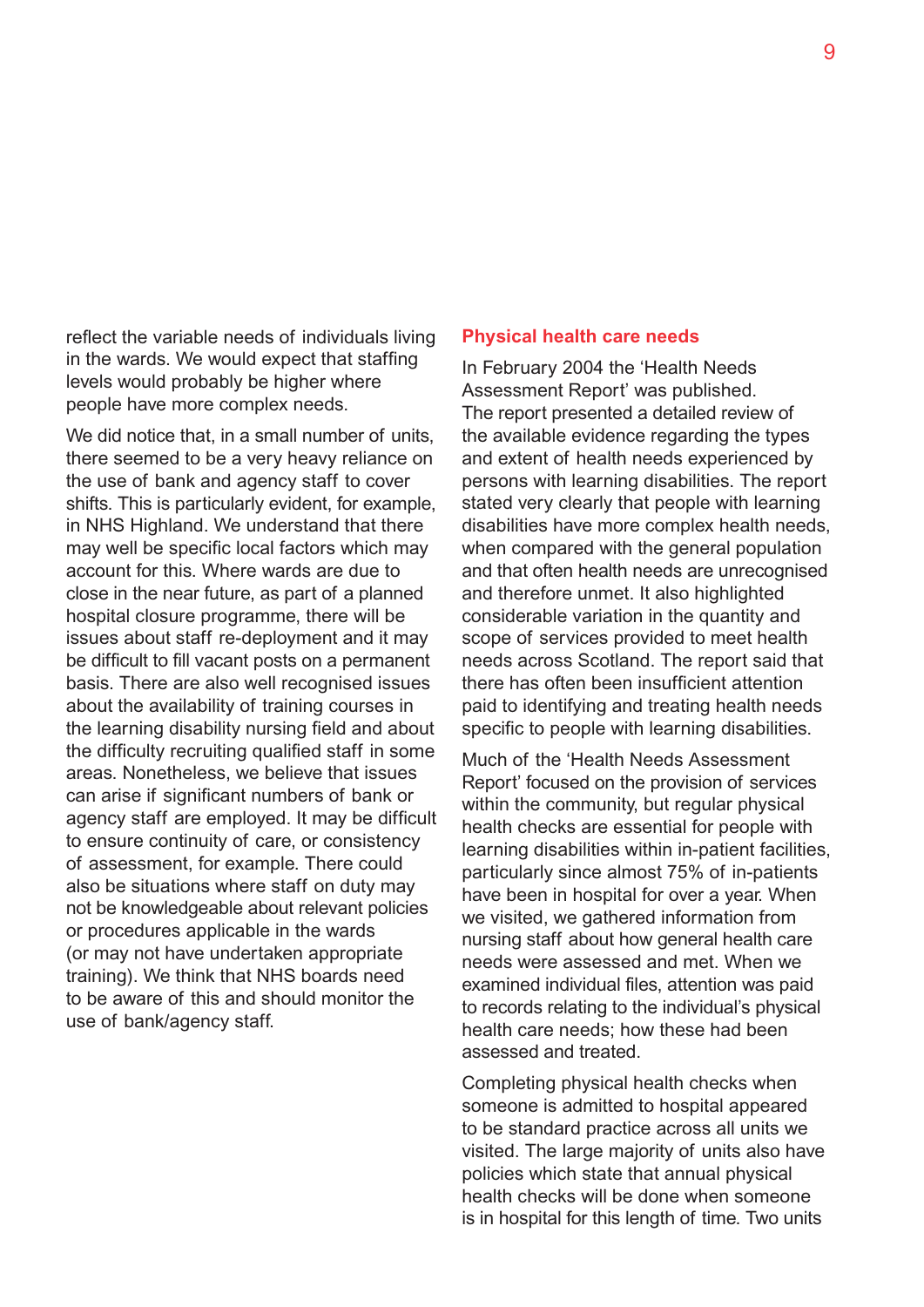reflect the variable needs of individuals living in the wards. We would expect that staffing levels would probably be higher where people have more complex needs.

We did notice that, in a small number of units, there seemed to be a very heavy reliance on the use of bank and agency staff to cover shifts. This is particularly evident, for example, in NHS Highland. We understand that there may well be specific local factors which may account for this. Where wards are due to close in the near future, as part of a planned hospital closure programme, there will be issues about staff re-deployment and it may be difficult to fill vacant posts on a permanent basis. There are also well recognised issues about the availability of training courses in the learning disability nursing field and about the difficulty recruiting qualified staff in some areas. Nonetheless, we believe that issues can arise if significant numbers of bank or agency staff are employed. It may be difficult to ensure continuity of care, or consistency of assessment, for example. There could also be situations where staff on duty may not be knowledgeable about relevant policies or procedures applicable in the wards (or may not have undertaken appropriate training). We think that NHS boards need to be aware of this and should monitor the use of bank/agency staff.

## Physical health care needs

In February 2004 the 'Health Needs Assessment Report' was published. The report presented a detailed review of the available evidence regarding the types and extent of health needs experienced by persons with learning disabilities. The report stated very clearly that people with learning disabilities have more complex health needs, when compared with the general population and that often health needs are unrecognised and therefore unmet. It also highlighted considerable variation in the quantity and scope of services provided to meet health needs across Scotland. The report said that there has often been insufficient attention paid to identifying and treating health needs specific to people with learning disabilities.

Much of the 'Health Needs Assessment Report' focused on the provision of services within the community, but regular physical health checks are essential for people with learning disabilities within in-patient facilities, particularly since almost 75% of in-patients have been in hospital for over a year. When we visited, we gathered information from nursing staff about how general health care needs were assessed and met. When we examined individual files, attention was paid to records relating to the individual's physical health care needs; how these had been assessed and treated.

Completing physical health checks when someone is admitted to hospital appeared to be standard practice across all units we visited. The large majority of units also have policies which state that annual physical health checks will be done when someone is in hospital for this length of time. Two units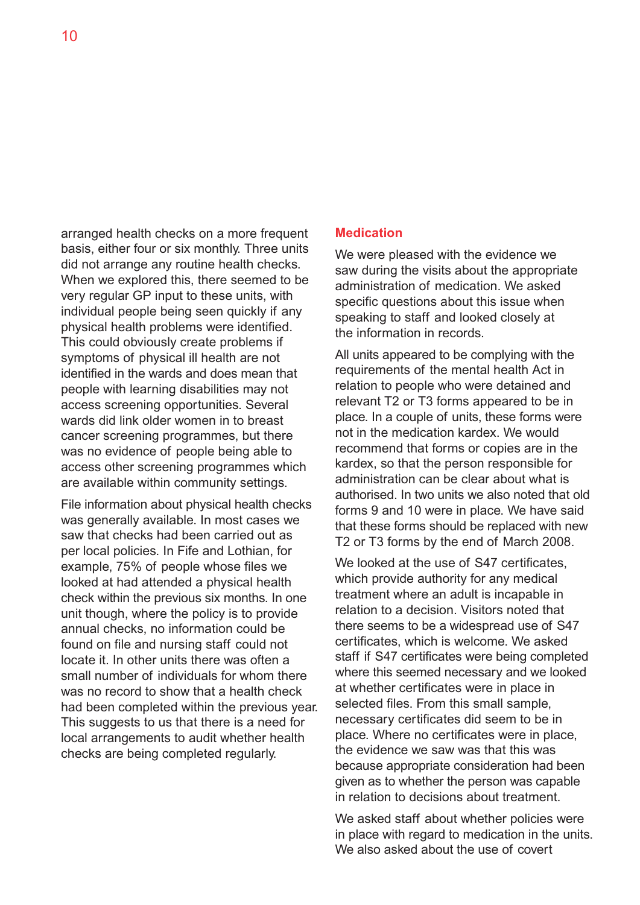arranged health checks on a more frequent basis, either four or six monthly. Three units did not arrange any routine health checks. When we explored this, there seemed to be very regular GP input to these units, with individual people being seen quickly if any physical health problems were identified. This could obviously create problems if symptoms of physical ill health are not identified in the wards and does mean that people with learning disabilities may not access screening opportunities. Several wards did link older women in to breast cancer screening programmes, but there was no evidence of people being able to access other screening programmes which are available within community settings.

File information about physical health checks was generally available. In most cases we saw that checks had been carried out as per local policies. In Fife and Lothian, for example, 75% of people whose files we looked at had attended a physical health check within the previous six months. In one unit though, where the policy is to provide annual checks, no information could be found on file and nursing staff could not locate it. In other units there was often a small number of individuals for whom there was no record to show that a health check had been completed within the previous year. This suggests to us that there is a need for local arrangements to audit whether health checks are being completed regularly.

## Medication

We were pleased with the evidence we saw during the visits about the appropriate administration of medication. We asked specific questions about this issue when speaking to staff and looked closely at the information in records.

All units appeared to be complying with the requirements of the mental health Act in relation to people who were detained and relevant T2 or T3 forms appeared to be in place. In a couple of units, these forms were not in the medication kardex. We would recommend that forms or copies are in the kardex, so that the person responsible for administration can be clear about what is authorised. In two units we also noted that old forms 9 and 10 were in place. We have said that these forms should be replaced with new T2 or T3 forms by the end of March 2008.

We looked at the use of S47 certificates, which provide authority for any medical treatment where an adult is incapable in relation to a decision. Visitors noted that there seems to be a widespread use of S47 certificates, which is welcome. We asked staff if S47 certificates were being completed where this seemed necessary and we looked at whether certificates were in place in selected files. From this small sample, necessary certificates did seem to be in place. Where no certificates were in place, the evidence we saw was that this was because appropriate consideration had been given as to whether the person was capable in relation to decisions about treatment.

We asked staff about whether policies were in place with regard to medication in the units. We also asked about the use of covert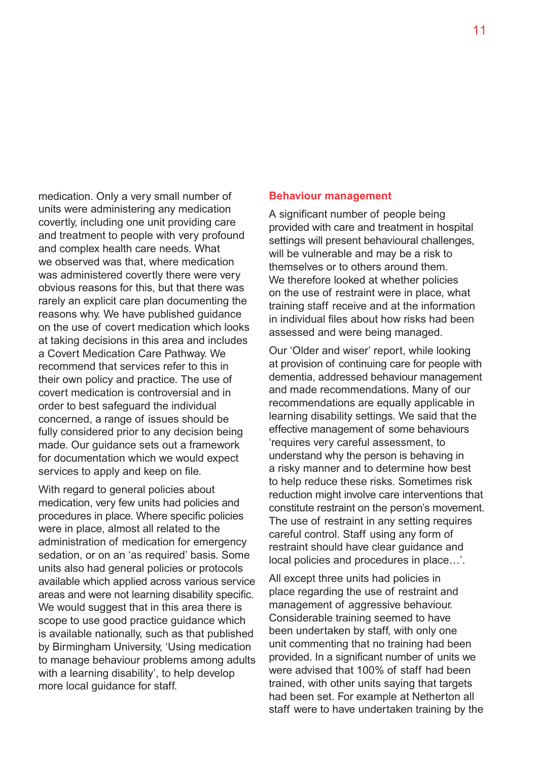medication. Only a very small number of units were administering any medication covertly, including one unit providing care and treatment to people with very profound and complex health care needs. What we observed was that, where medication was administered covertly there were very obvious reasons for this, but that there was rarely an explicit care plan documenting the reasons why. We have published guidance on the use of covert medication which looks at taking decisions in this area and includes a Covert Medication Care Pathway. We recommend that services refer to this in their own policy and practice. The use of covert medication is controversial and in order to best safeguard the individual concerned, a range of issues should be fully considered prior to any decision being made. Our guidance sets out a framework for documentation which we would expect services to apply and keep on file.

With regard to general policies about medication, very few units had policies and procedures in place. Where specific policies were in place, almost all related to the administration of medication for emergency sedation, or on an 'as required' basis. Some units also had general policies or protocols available which applied across various service areas and were not learning disability specific. We would suggest that in this area there is scope to use good practice guidance which is available nationally, such as that published by Birmingham University, 'Using medication to manage behaviour problems among adults with a learning disability', to help develop more local guidance for staff.

## Behaviour management

A significant number of people being provided with care and treatment in hospital settings will present behavioural challenges, will be vulnerable and may be a risk to themselves or to others around them. We therefore looked at whether policies on the use of restraint were in place, what training staff receive and at the information in individual files about how risks had been assessed and were being managed.

Our 'Older and wiser' report, while looking at provision of continuing care for people with dementia, addressed behaviour management and made recommendations. Many of our recommendations are equally applicable in learning disability settings. We said that the effective management of some behaviours 'requires very careful assessment, to understand why the person is behaving in a risky manner and to determine how best to help reduce these risks. Sometimes risk reduction might involve care interventions that constitute restraint on the person's movement. The use of restraint in any setting requires careful control. Staff using any form of restraint should have clear guidance and local policies and procedures in place…'.

All except three units had policies in place regarding the use of restraint and management of aggressive behaviour. Considerable training seemed to have been undertaken by staff, with only one unit commenting that no training had been provided. In a significant number of units we were advised that 100% of staff had been trained, with other units saying that targets had been set. For example at Netherton all staff were to have undertaken training by the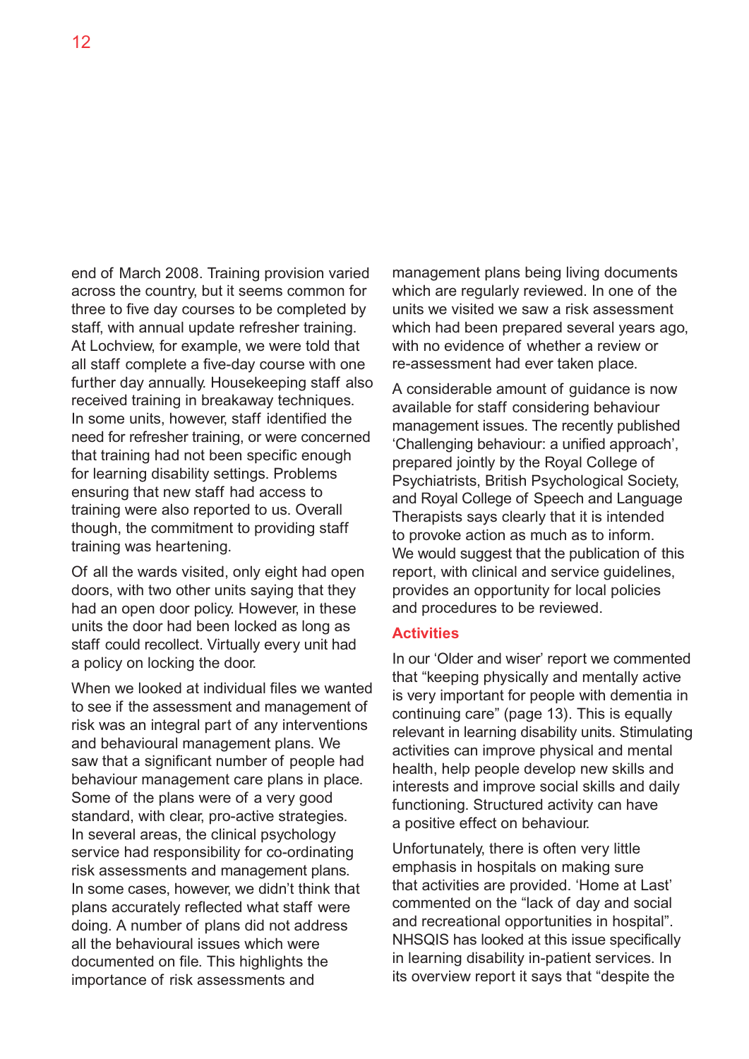end of March 2008. Training provision varied across the country, but it seems common for three to five day courses to be completed by staff, with annual update refresher training. At Lochview, for example, we were told that all staff complete a five-day course with one further day annually. Housekeeping staff also received training in breakaway techniques. In some units, however, staff identified the need for refresher training, or were concerned that training had not been specific enough for learning disability settings. Problems ensuring that new staff had access to training were also reported to us. Overall though, the commitment to providing staff training was heartening.

Of all the wards visited, only eight had open doors, with two other units saying that they had an open door policy. However, in these units the door had been locked as long as staff could recollect. Virtually every unit had a policy on locking the door.

When we looked at individual files we wanted to see if the assessment and management of risk was an integral part of any interventions and behavioural management plans. We saw that a significant number of people had behaviour management care plans in place. Some of the plans were of a very good standard, with clear, pro-active strategies. In several areas, the clinical psychology service had responsibility for co-ordinating risk assessments and management plans. In some cases, however, we didn't think that plans accurately reflected what staff were doing. A number of plans did not address all the behavioural issues which were documented on file. This highlights the importance of risk assessments and management plans being living documents which are regularly reviewed. In one of the units we visited we saw a risk assessment which had been prepared several years ago, with no evidence of whether a review or re-assessment had ever taken place.

A considerable amount of guidance is now available for staff considering behaviour management issues. The recently published 'Challenging behaviour: a unified approach', prepared jointly by the Royal College of Psychiatrists, British Psychological Society, and Royal College of Speech and Language Therapists says clearly that it is intended to provoke action as much as to inform. We would suggest that the publication of this report, with clinical and service guidelines, provides an opportunity for local policies and procedures to be reviewed.

### Activities

In our 'Older and wiser' report we commented that "keeping physically and mentally active is very important for people with dementia in continuing care" (page 13). This is equally relevant in learning disability units. Stimulating activities can improve physical and mental health, help people develop new skills and interests and improve social skills and daily functioning. Structured activity can have a positive effect on behaviour.

Unfortunately, there is often very little emphasis in hospitals on making sure that activities are provided. 'Home at Last' commented on the "lack of day and social and recreational opportunities in hospital". NHSQIS has looked at this issue specifically in learning disability in-patient services. In its overview report it says that "despite the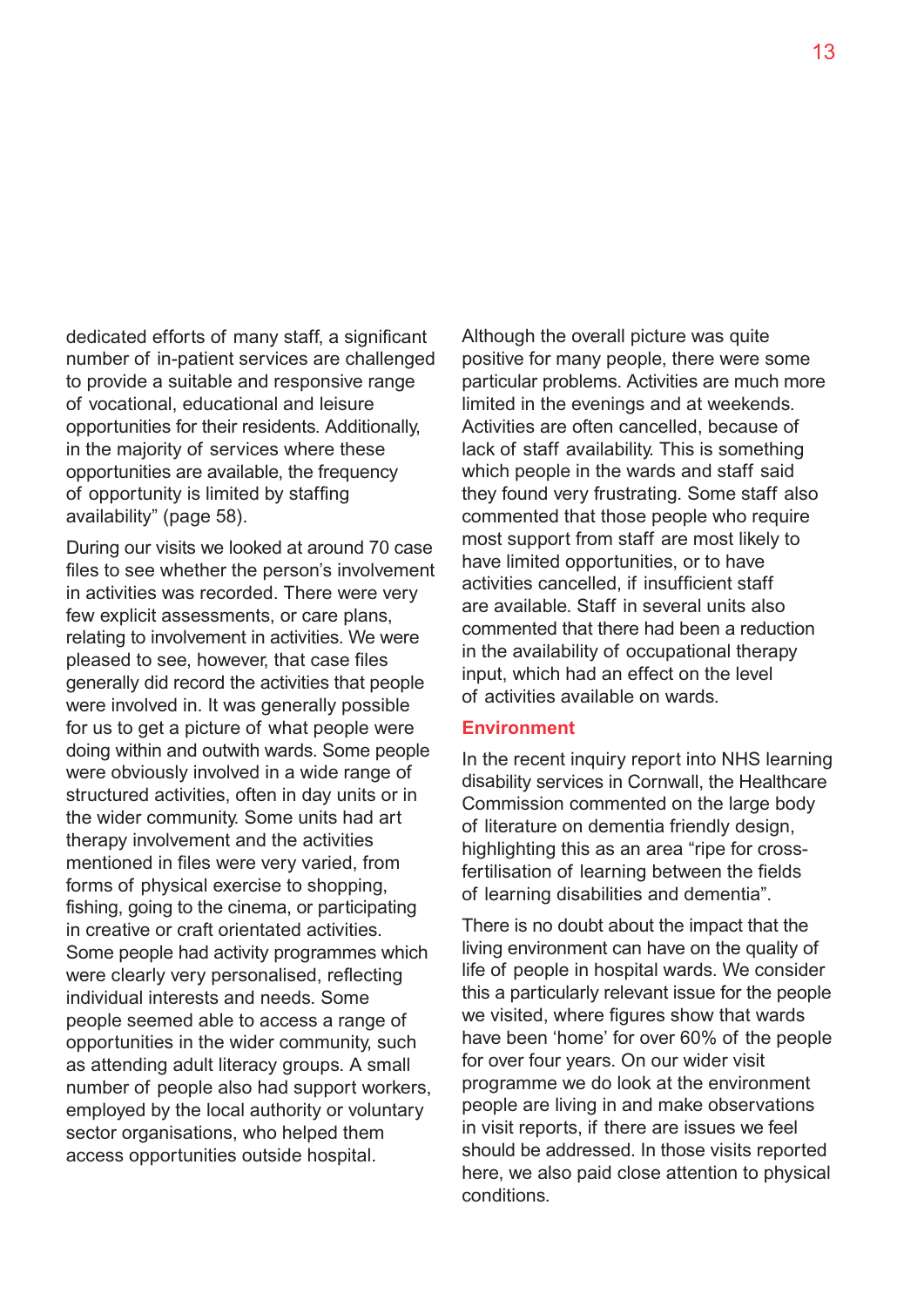dedicated efforts of many staff, a significant number of in-patient services are challenged to provide a suitable and responsive range of vocational, educational and leisure opportunities for their residents. Additionally, in the majority of services where these opportunities are available, the frequency of opportunity is limited by staffing availability" (page 58).

During our visits we looked at around 70 case files to see whether the person's involvement in activities was recorded. There were very few explicit assessments, or care plans, relating to involvement in activities. We were pleased to see, however, that case files generally did record the activities that people were involved in. It was generally possible for us to get a picture of what people were doing within and outwith wards. Some people were obviously involved in a wide range of structured activities, often in day units or in the wider community. Some units had art therapy involvement and the activities mentioned in files were very varied, from forms of physical exercise to shopping, fishing, going to the cinema, or participating in creative or craft orientated activities. Some people had activity programmes which were clearly very personalised, reflecting individual interests and needs. Some people seemed able to access a range of opportunities in the wider community, such as attending adult literacy groups. A small number of people also had support workers, employed by the local authority or voluntary sector organisations, who helped them access opportunities outside hospital.

Although the overall picture was quite positive for many people, there were some particular problems. Activities are much more limited in the evenings and at weekends. Activities are often cancelled, because of lack of staff availability. This is something which people in the wards and staff said they found very frustrating. Some staff also commented that those people who require most support from staff are most likely to have limited opportunities, or to have activities cancelled, if insufficient staff are available. Staff in several units also commented that there had been a reduction in the availability of occupational therapy input, which had an effect on the level of activities available on wards.

## Environment

In the recent inquiry report into NHS learning disability services in Cornwall, the Healthcare Commission commented on the large body of literature on dementia friendly design, highlighting this as an area "ripe for cross-fertilisation of learning between the fields of learning disabilities and dementia".

There is no doubt about the impact that the living environment can have on the quality of life of people in hospital wards. We consider this a particularly relevant issue for the people we visited, where figures show that wards have been 'home' for over 60% of the people for over four years. On our wider visit programme we do look at the environment people are living in and make observations in visit reports, if there are issues we feel should be addressed. In those visits reported here, we also paid close attention to physical conditions.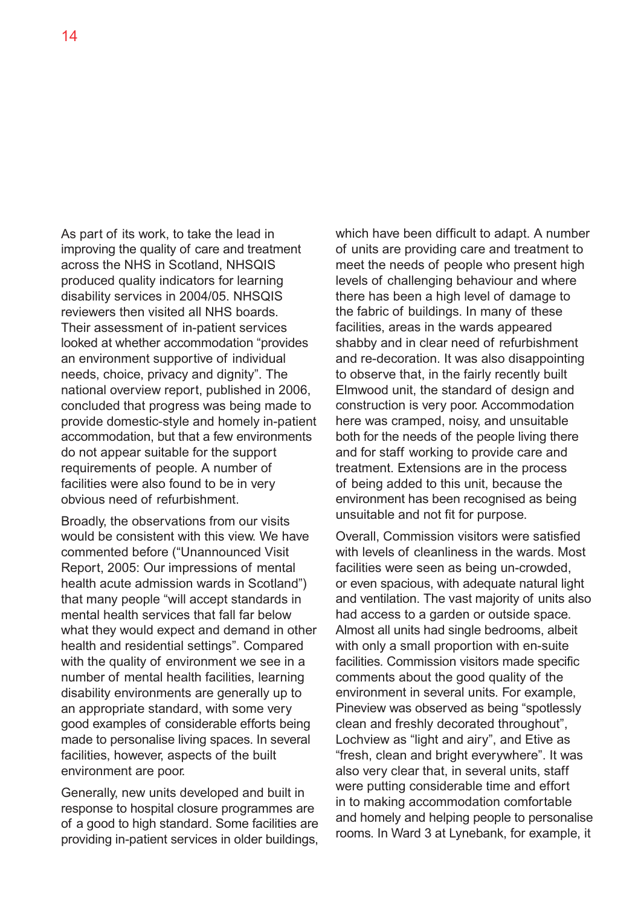As part of its work, to take the lead in improving the quality of care and treatment across the NHS in Scotland, NHSQIS produced quality indicators for learning disability services in 2004/05. NHSQIS reviewers then visited all NHS boards. Their assessment of in-patient services looked at whether accommodation "provides an environment supportive of individual needs, choice, privacy and dignity". The national overview report, published in 2006, concluded that progress was being made to provide domestic-style and homely in-patient accommodation, but that a few environments do not appear suitable for the support requirements of people. A number of facilities were also found to be in very obvious need of refurbishment.

Broadly, the observations from our visits would be consistent with this view. We have commented before ("Unannounced Visit Report, 2005: Our impressions of mental health acute admission wards in Scotland") that many people "will accept standards in mental health services that fall far below what they would expect and demand in other health and residential settings". Compared with the quality of environment we see in a number of mental health facilities, learning disability environments are generally up to an appropriate standard, with some very good examples of considerable efforts being made to personalise living spaces. In several facilities, however, aspects of the built environment are poor.

Generally, new units developed and built in response to hospital closure programmes are of a good to high standard. Some facilities are providing in-patient services in older buildings, which have been difficult to adapt. A number of units are providing care and treatment to meet the needs of people who present high levels of challenging behaviour and where there has been a high level of damage to the fabric of buildings. In many of these facilities, areas in the wards appeared shabby and in clear need of refurbishment and re-decoration. It was also disappointing to observe that, in the fairly recently built Elmwood unit, the standard of design and construction is very poor. Accommodation here was cramped, noisy, and unsuitable both for the needs of the people living there and for staff working to provide care and treatment. Extensions are in the process of being added to this unit, because the environment has been recognised as being unsuitable and not fit for purpose.

Overall, Commission visitors were satisfied with levels of cleanliness in the wards. Most facilities were seen as being un-crowded, or even spacious, with adequate natural light and ventilation. The vast majority of units also had access to a garden or outside space. Almost all units had single bedrooms, albeit with only a small proportion with en-suite facilities. Commission visitors made specific comments about the good quality of the environment in several units. For example, Pineview was observed as being "spotlessly clean and freshly decorated throughout", Lochview as "light and airy", and Etive as "fresh, clean and bright everywhere". It was also very clear that, in several units, staff were putting considerable time and effort in to making accommodation comfortable and homely and helping people to personalise rooms. In Ward 3 at Lynebank, for example, it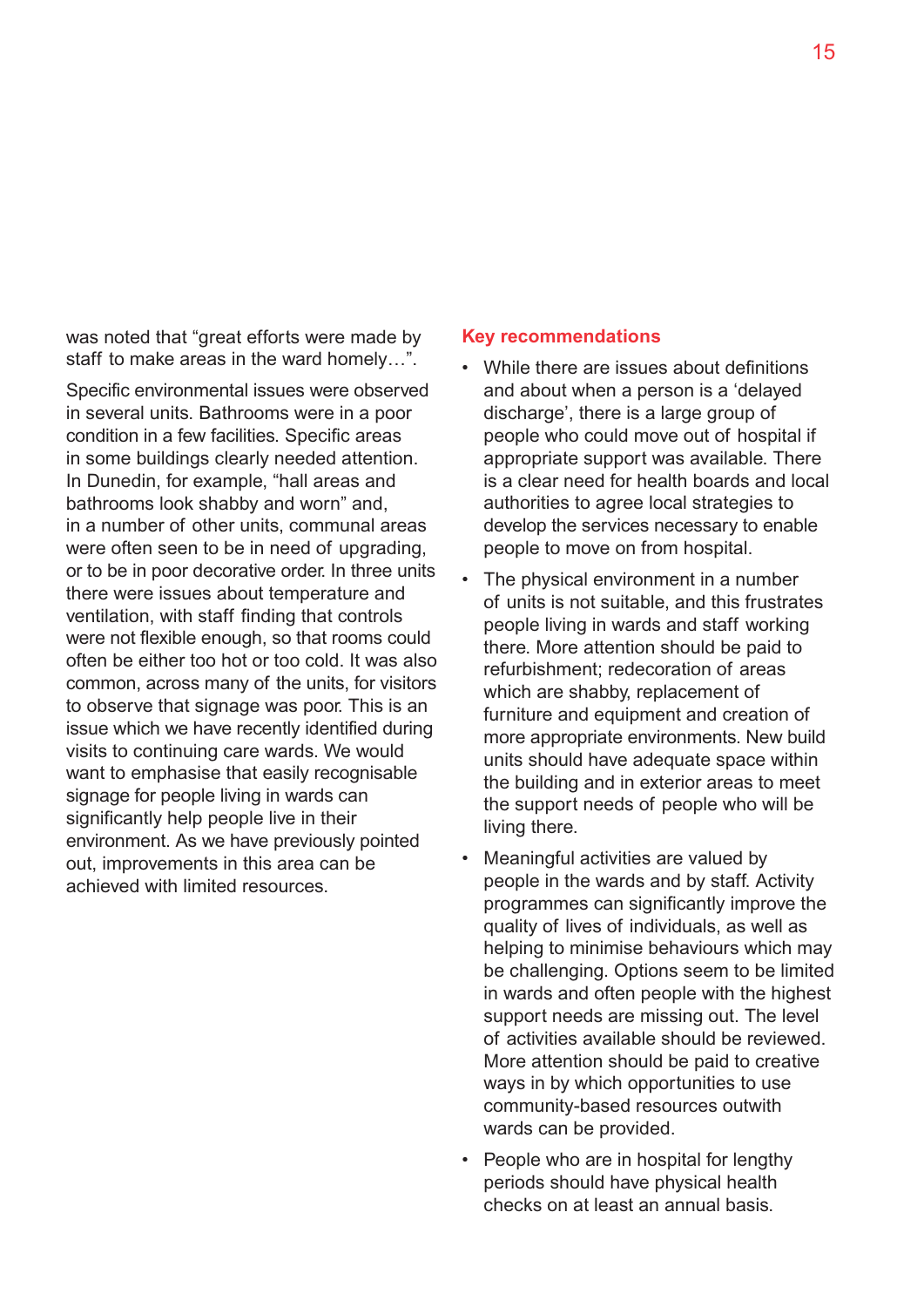was noted that "great efforts were made by staff to make areas in the ward homely…".

Specific environmental issues were observed in several units. Bathrooms were in a poor condition in a few facilities. Specific areas in some buildings clearly needed attention. In Dunedin, for example, "hall areas and bathrooms look shabby and worn" and, in a number of other units, communal areas were often seen to be in need of upgrading, or to be in poor decorative order. In three units there were issues about temperature and ventilation, with staff finding that controls were not flexible enough, so that rooms could often be either too hot or too cold. It was also common, across many of the units, for visitors to observe that signage was poor. This is an issue which we have recently identified during visits to continuing care wards. We would want to emphasise that easily recognisable signage for people living in wards can significantly help people live in their environment. As we have previously pointed out, improvements in this area can be achieved with limited resources.

## Key recommendations

- While there are issues about definitions and about when a person is a 'delayed discharge', there is a large group of people who could move out of hospital if appropriate support was available. There is a clear need for health boards and local authorities to agree local strategies to develop the services necessary to enable people to move on from hospital.
- The physical environment in a number of units is not suitable, and this frustrates people living in wards and staff working there. More attention should be paid to refurbishment; redecoration of areas which are shabby, replacement of furniture and equipment and creation of more appropriate environments. New build units should have adequate space within the building and in exterior areas to meet the support needs of people who will be living there.
- Meaningful activities are valued by people in the wards and by staff. Activity programmes can significantly improve the quality of lives of individuals, as well as helping to minimise behaviours which may be challenging. Options seem to be limited in wards and often people with the highest support needs are missing out. The level of activities available should be reviewed. More attention should be paid to creative ways in by which opportunities to use community-based resources outwith wards can be provided.
- People who are in hospital for lengthy periods should have physical health checks on at least an annual basis.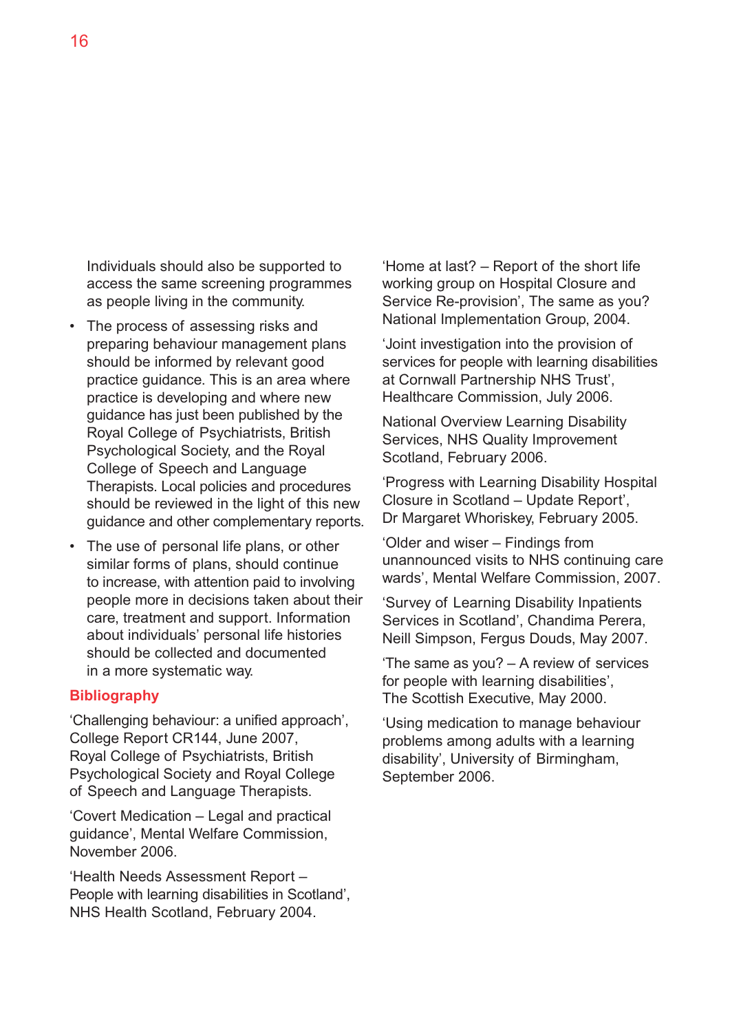Individuals should also be supported to access the same screening programmes as people living in the community.

- The process of assessing risks and preparing behaviour management plans should be informed by relevant good practice guidance. This is an area where practice is developing and where new guidance has just been published by the Royal College of Psychiatrists, British Psychological Society, and the Royal College of Speech and Language Therapists. Local policies and procedures should be reviewed in the light of this new guidance and other complementary reports.
- The use of personal life plans, or other similar forms of plans, should continue to increase, with attention paid to involving people more in decisions taken about their care, treatment and support. Information about individuals' personal life histories should be collected and documented in a more systematic way.

## Bibliography

'Challenging behaviour: a unified approach', College Report CR144, June 2007, Royal College of Psychiatrists, British Psychological Society and Royal College of Speech and Language Therapists.

'Covert Medication – Legal and practical guidance', Mental Welfare Commission, November 2006.

'Health Needs Assessment Report – People with learning disabilities in Scotland', NHS Health Scotland, February 2004.

'Home at last? – Report of the short life working group on Hospital Closure and Service Re-provision', The same as you? National Implementation Group, 2004.

'Joint investigation into the provision of services for people with learning disabilities at Cornwall Partnership NHS Trust', Healthcare Commission, July 2006.

National Overview Learning Disability Services, NHS Quality Improvement Scotland, February 2006.

'Progress with Learning Disability Hospital Closure in Scotland – Update Report', Dr Margaret Whoriskey, February 2005.

'Older and wiser – Findings from unannounced visits to NHS continuing care wards', Mental Welfare Commission, 2007.

'Survey of Learning Disability Inpatients Services in Scotland', Chandima Perera, Neill Simpson, Fergus Douds, May 2007.

'The same as you? – A review of services for people with learning disabilities', The Scottish Executive, May 2000.

'Using medication to manage behaviour problems among adults with a learning disability', University of Birmingham, September 2006.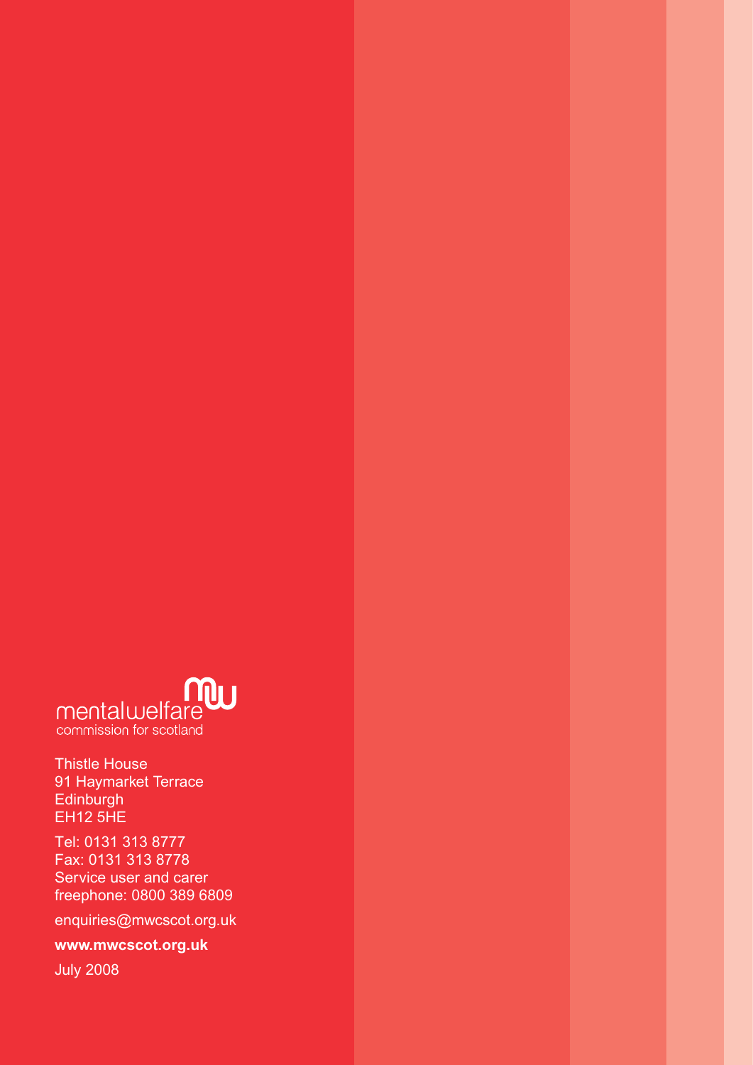mentalwelfare
commission for scotland

Thistle House
91 Haymarket Terrace
Edinburgh
EH12 5HE

Tel: 0131 313 8777
Fax: 0131 313 8778
Service user and carer
freephone: 0800 389 6809

enquiries@mwcscot.org.uk

**www.mwcscot.org.uk**

July 2008